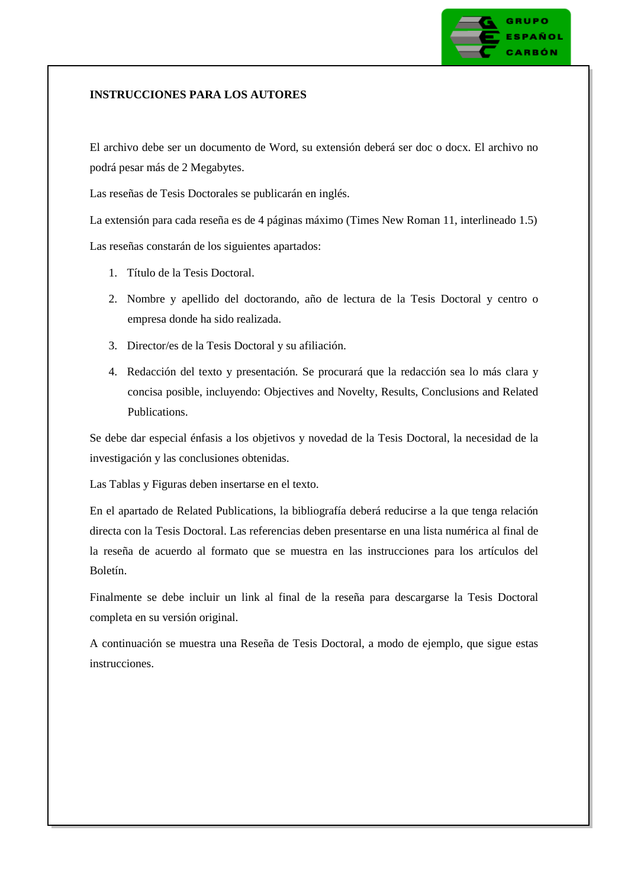## INSTRUCCIONES PARA LOS AUTORES

El archivo debe ser un documento de Word, su extensión deberá ser doc o docx. El archivo no podrá pesar más de 2 Megabytes.

Las reseñas de Tesis Doctorales se publicarán en inglés.

La extensión para cada reseña es de 4 páginas máximo (Times New Roman 11, interlineado 1.5)

Las reseñas constarán de los siguientes apartados:

1. Título de la Tesis Doctoral.
2. Nombre y apellido del doctorando, año de lectura de la Tesis Doctoral y centro o empresa donde ha sido realizada.
3. Director/es de la Tesis Doctoral y su afiliación.
4. Redacción del texto y presentación. Se procurará que la redacción sea lo más clara y concisa posible, incluyendo: Objectives and Novelty, Results, Conclusions and Related Publications.

Se debe dar especial énfasis a los objetivos y novedad de la Tesis Doctoral, la necesidad de la investigación y las conclusiones obtenidas.

Las Tablas y Figuras deben insertarse en el texto.

En el apartado de Related Publications, la bibliografía deberá reducirse a la que tenga relación directa con la Tesis Doctoral. Las referencias deben presentarse en una lista numérica al final de la reseña de acuerdo al formato que se muestra en las instrucciones para los artículos del Boletín.

Finalmente se debe incluir un link al final de la reseña para descargarse la Tesis Doctoral completa en su versión original.

A continuación se muestra una Reseña de Tesis Doctoral, a modo de ejemplo, que sigue estas instrucciones.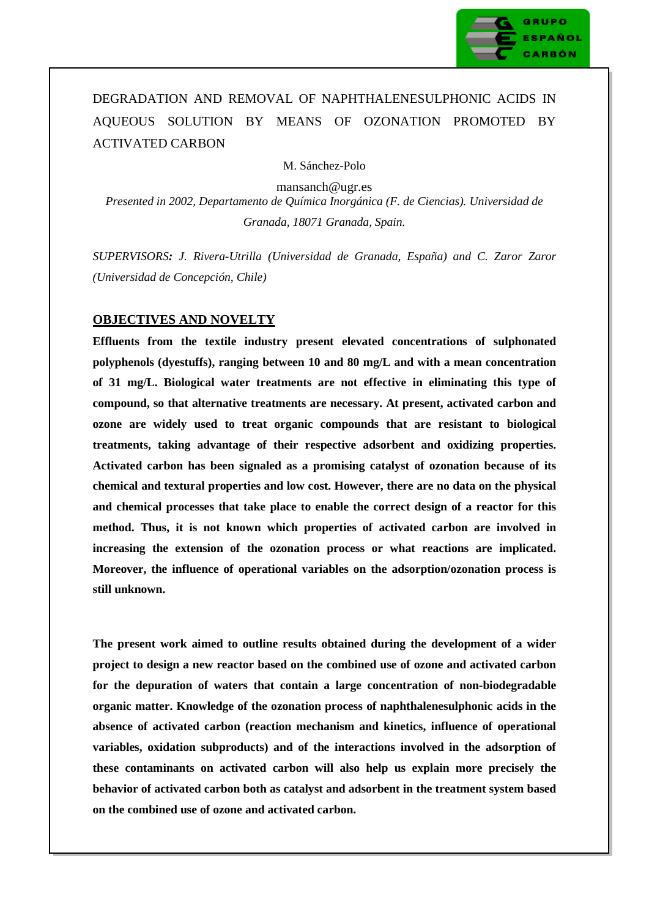DEGRADATION AND REMOVAL OF NAPHTHALENESULPHONIC ACIDS IN AQUEOUS SOLUTION BY MEANS OF OZONATION PROMOTED BY ACTIVATED CARBON

M. Sánchez-Polo

mansanch@ugr.es

*Presented in 2002, Departamento de Química Inorgánica (F. de Ciencias). Universidad de Granada, 18071 Granada, Spain.*

*SUPERVISORS: J. Rivera-Utrilla (Universidad de Granada, España) and C. Zaror Zaror (Universidad de Concepción, Chile)*

## OBJECTIVES AND NOVELTY

**Effluents from the textile industry present elevated concentrations of sulphonated polyphenols (dyestuffs), ranging between 10 and 80 mg/L and with a mean concentration of 31 mg/L. Biological water treatments are not effective in eliminating this type of compound, so that alternative treatments are necessary. At present, activated carbon and ozone are widely used to treat organic compounds that are resistant to biological treatments, taking advantage of their respective adsorbent and oxidizing properties. Activated carbon has been signaled as a promising catalyst of ozonation because of its chemical and textural properties and low cost. However, there are no data on the physical and chemical processes that take place to enable the correct design of a reactor for this method. Thus, it is not known which properties of activated carbon are involved in increasing the extension of the ozonation process or what reactions are implicated. Moreover, the influence of operational variables on the adsorption/ozonation process is still unknown.**

**The present work aimed to outline results obtained during the development of a wider project to design a new reactor based on the combined use of ozone and activated carbon for the depuration of waters that contain a large concentration of non-biodegradable organic matter. Knowledge of the ozonation process of naphthalenesulphonic acids in the absence of activated carbon (reaction mechanism and kinetics, influence of operational variables, oxidation subproducts) and of the interactions involved in the adsorption of these contaminants on activated carbon will also help us explain more precisely the behavior of activated carbon both as catalyst and adsorbent in the treatment system based on the combined use of ozone and activated carbon.**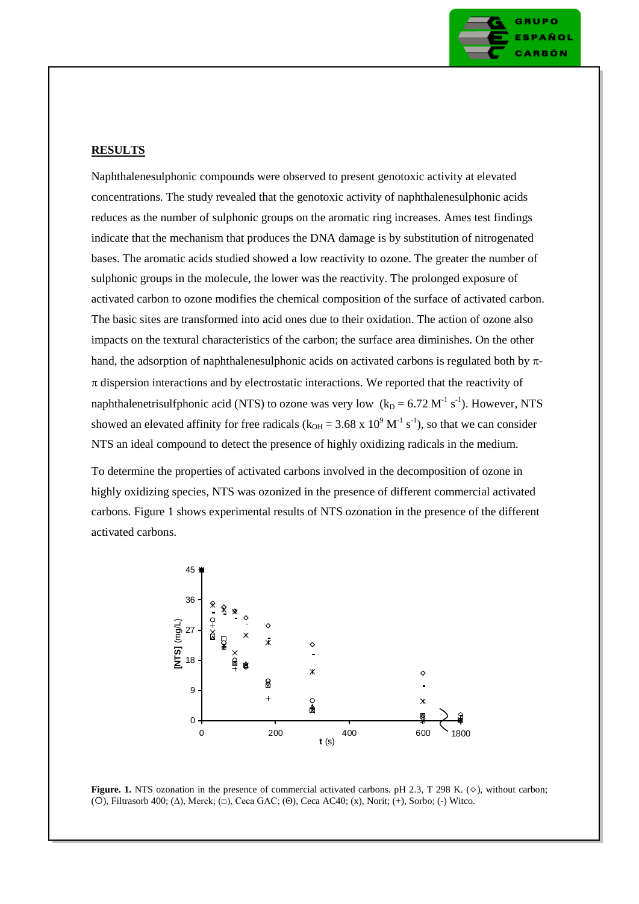## RESULTS

Naphthalenesulphonic compounds were observed to present genotoxic activity at elevated concentrations. The study revealed that the genotoxic activity of naphthalenesulphonic acids reduces as the number of sulphonic groups on the aromatic ring increases. Ames test findings indicate that the mechanism that produces the DNA damage is by substitution of nitrogenated bases. The aromatic acids studied showed a low reactivity to ozone. The greater the number of sulphonic groups in the molecule, the lower was the reactivity. The prolonged exposure of activated carbon to ozone modifies the chemical composition of the surface of activated carbon. The basic sites are transformed into acid ones due to their oxidation. The action of ozone also impacts on the textural characteristics of the carbon; the surface area diminishes. On the other hand, the adsorption of naphthalenesulphonic acids on activated carbons is regulated both by $\pi$-$\pi$ dispersion interactions and by electrostatic interactions. We reported that the reactivity of naphthalenetrisulfphonic acid (NTS) to ozone was very low ($k_D = 6.72\ M^{-1}\ s^{-1}$). However, NTS showed an elevated affinity for free radicals ($k_{OH} = 3.68 \times 10^9\ M^{-1}\ s^{-1}$), so that we can consider NTS an ideal compound to detect the presence of highly oxidizing radicals in the medium.

To determine the properties of activated carbons involved in the decomposition of ozone in highly oxidizing species, NTS was ozonized in the presence of different commercial activated carbons. Figure 1 shows experimental results of NTS ozonation in the presence of the different activated carbons.

**Figure. 1.** NTS ozonation in the presence of commercial activated carbons. pH 2.3, T 298 K. (◇), without carbon; (O), Filtrasorb 400; (Δ), Merck; (□), Ceca GAC; (Θ), Ceca AC40; (x), Norit; (+), Sorbo; (-) Witco.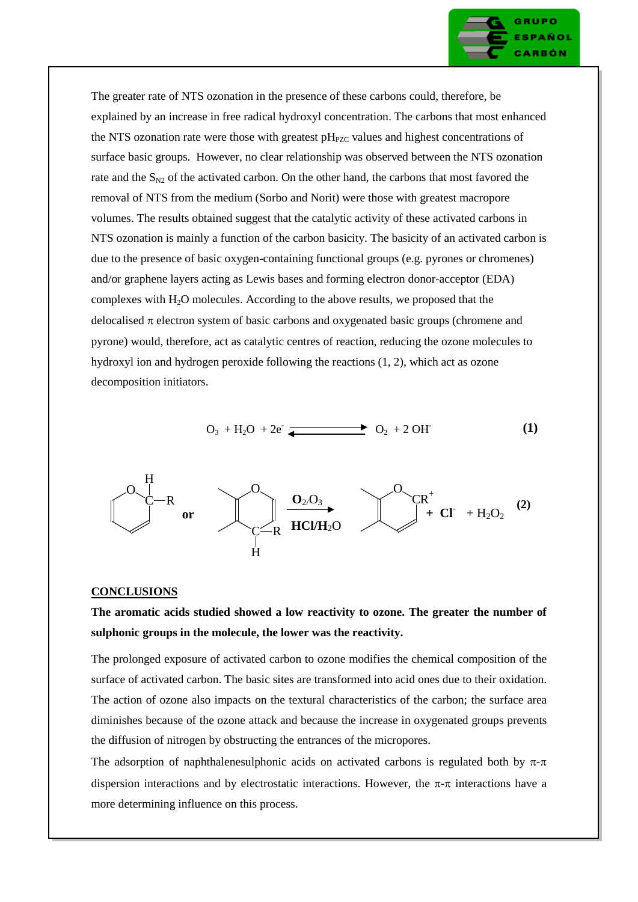The greater rate of NTS ozonation in the presence of these carbons could, therefore, be explained by an increase in free radical hydroxyl concentration. The carbons that most enhanced the NTS ozonation rate were those with greatest $pH_{PZC}$ values and highest concentrations of surface basic groups. However, no clear relationship was observed between the NTS ozonation rate and the $S_{N2}$ of the activated carbon. On the other hand, the carbons that most favored the removal of NTS from the medium (Sorbo and Norit) were those with greatest macropore volumes. The results obtained suggest that the catalytic activity of these activated carbons in NTS ozonation is mainly a function of the carbon basicity. The basicity of an activated carbon is due to the presence of basic oxygen-containing functional groups (e.g. pyrones or chromenes) and/or graphene layers acting as Lewis bases and forming electron donor-acceptor (EDA) complexes with $H_2O$ molecules. According to the above results, we proposed that the delocalised $\pi$ electron system of basic carbons and oxygenated basic groups (chromene and pyrone) would, therefore, act as catalytic centres of reaction, reducing the ozone molecules to hydroxyl ion and hydrogen peroxide following the reactions (1, 2), which act as ozone decomposition initiators.

$$O_3 + H_2O + 2e^- \rightleftharpoons O_2 + 2\,OH^- \qquad \textbf{(1)}$$

$$\text{(pyran ring with } >C(H)-R\text{)} \;\; \textbf{or} \;\; \text{(chromene ring with } >C(H)-R\text{)} \xrightarrow[\mathbf{HCl/H_2O}]{\mathbf{O_2/O_3}} \text{(ring with } CR^+\text{)} + \mathbf{Cl^-} + H_2O_2 \qquad \textbf{(2)}$$

## CONCLUSIONS

**The aromatic acids studied showed a low reactivity to ozone. The greater the number of sulphonic groups in the molecule, the lower was the reactivity.**

The prolonged exposure of activated carbon to ozone modifies the chemical composition of the surface of activated carbon. The basic sites are transformed into acid ones due to their oxidation. The action of ozone also impacts on the textural characteristics of the carbon; the surface area diminishes because of the ozone attack and because the increase in oxygenated groups prevents the diffusion of nitrogen by obstructing the entrances of the micropores.

The adsorption of naphthalenesulphonic acids on activated carbons is regulated both by $\pi$-$\pi$ dispersion interactions and by electrostatic interactions. However, the $\pi$-$\pi$ interactions have a more determining influence on this process.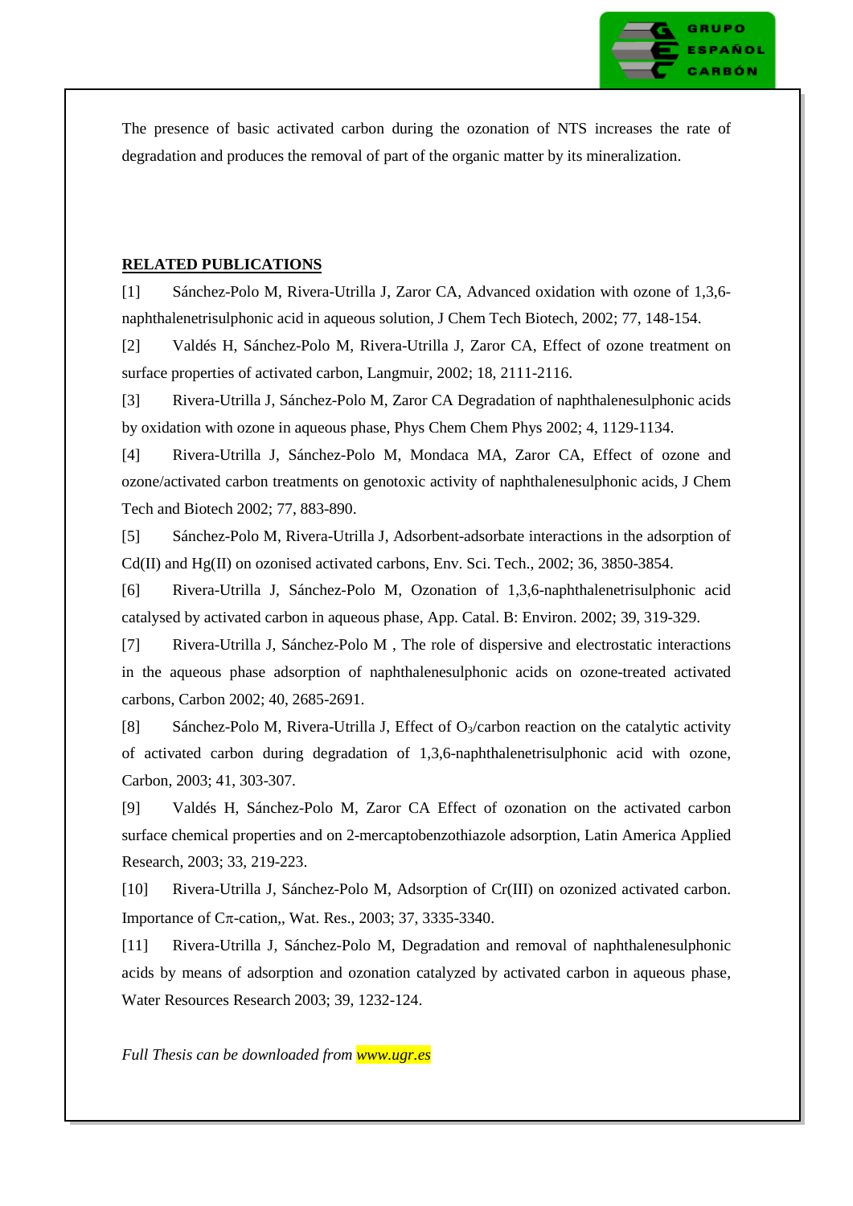The presence of basic activated carbon during the ozonation of NTS increases the rate of degradation and produces the removal of part of the organic matter by its mineralization.

**RELATED PUBLICATIONS**

[1] Sánchez-Polo M, Rivera-Utrilla J, Zaror CA, Advanced oxidation with ozone of 1,3,6-naphthalenetrisulphonic acid in aqueous solution, J Chem Tech Biotech, 2002; 77, 148-154.

[2] Valdés H, Sánchez-Polo M, Rivera-Utrilla J, Zaror CA, Effect of ozone treatment on surface properties of activated carbon, Langmuir, 2002; 18, 2111-2116.

[3] Rivera-Utrilla J, Sánchez-Polo M, Zaror CA Degradation of naphthalenesulphonic acids by oxidation with ozone in aqueous phase, Phys Chem Chem Phys 2002; 4, 1129-1134.

[4] Rivera-Utrilla J, Sánchez-Polo M, Mondaca MA, Zaror CA, Effect of ozone and ozone/activated carbon treatments on genotoxic activity of naphthalenesulphonic acids, J Chem Tech and Biotech 2002; 77, 883-890.

[5] Sánchez-Polo M, Rivera-Utrilla J, Adsorbent-adsorbate interactions in the adsorption of Cd(II) and Hg(II) on ozonised activated carbons, Env. Sci. Tech., 2002; 36, 3850-3854.

[6] Rivera-Utrilla J, Sánchez-Polo M, Ozonation of 1,3,6-naphthalenetrisulphonic acid catalysed by activated carbon in aqueous phase, App. Catal. B: Environ. 2002; 39, 319-329.

[7] Rivera-Utrilla J, Sánchez-Polo M , The role of dispersive and electrostatic interactions in the aqueous phase adsorption of naphthalenesulphonic acids on ozone-treated activated carbons, Carbon 2002; 40, 2685-2691.

[8] Sánchez-Polo M, Rivera-Utrilla J, Effect of $O_3$/carbon reaction on the catalytic activity of activated carbon during degradation of 1,3,6-naphthalenetrisulphonic acid with ozone, Carbon, 2003; 41, 303-307.

[9] Valdés H, Sánchez-Polo M, Zaror CA Effect of ozonation on the activated carbon surface chemical properties and on 2-mercaptobenzothiazole adsorption, Latin America Applied Research, 2003; 33, 219-223.

[10] Rivera-Utrilla J, Sánchez-Polo M, Adsorption of Cr(III) on ozonized activated carbon. Importance of Cπ-cation,, Wat. Res., 2003; 37, 3335-3340.

[11] Rivera-Utrilla J, Sánchez-Polo M, Degradation and removal of naphthalenesulphonic acids by means of adsorption and ozonation catalyzed by activated carbon in aqueous phase, Water Resources Research 2003; 39, 1232-124.

*Full Thesis can be downloaded from www.ugr.es*